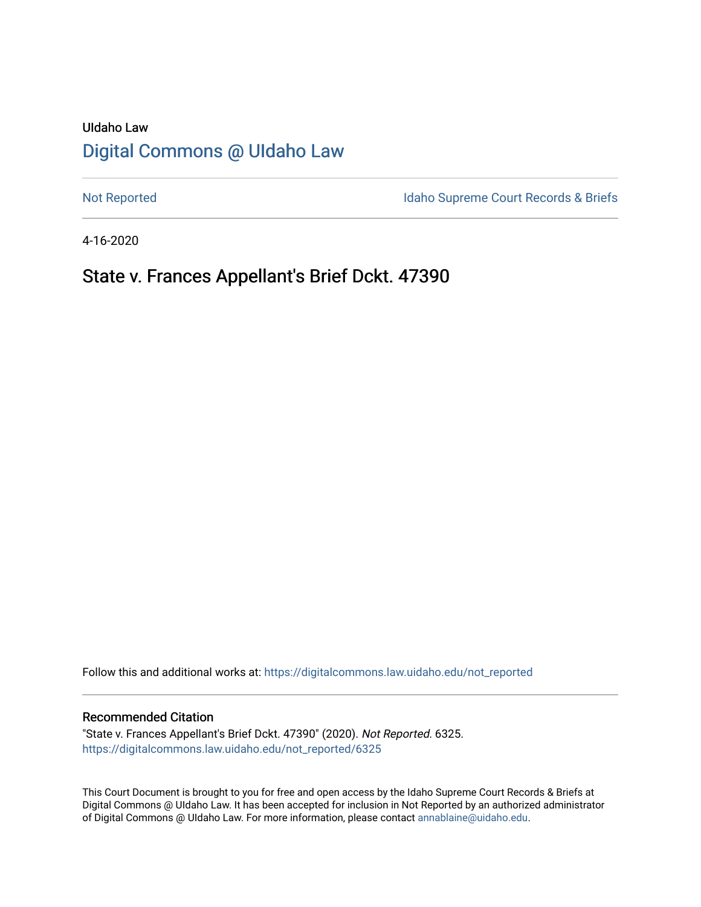UIdaho Law

# Digital Commons @ UIdaho Law

Not Reported

Idaho Supreme Court Records & Briefs

4-16-2020

## State v. Frances Appellant's Brief Dckt. 47390

Follow this and additional works at: https://digitalcommons.law.uidaho.edu/not_reported

### Recommended Citation

"State v. Frances Appellant's Brief Dckt. 47390" (2020). *Not Reported*. 6325.
https://digitalcommons.law.uidaho.edu/not_reported/6325

This Court Document is brought to you for free and open access by the Idaho Supreme Court Records & Briefs at Digital Commons @ UIdaho Law. It has been accepted for inclusion in Not Reported by an authorized administrator of Digital Commons @ UIdaho Law. For more information, please contact annablaine@uidaho.edu.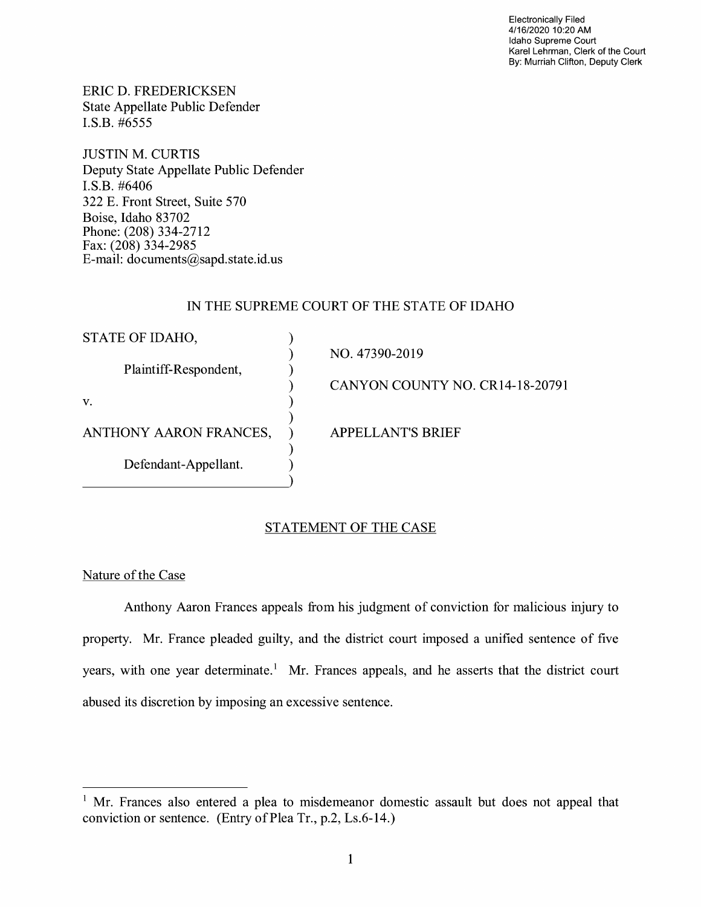Electronically Filed
4/16/2020 10:20 AM
Idaho Supreme Court
Karel Lehrman, Clerk of the Court
By: Murriah Clifton, Deputy Clerk

ERIC D. FREDERICKSEN
State Appellate Public Defender
I.S.B. #6555

JUSTIN M. CURTIS
Deputy State Appellate Public Defender
I.S.B. #6406
322 E. Front Street, Suite 570
Boise, Idaho 83702
Phone: (208) 334-2712
Fax: (208) 334-2985
E-mail: documents@sapd.state.id.us

IN THE SUPREME COURT OF THE STATE OF IDAHO

| | |
|---|---|
| STATE OF IDAHO, | NO. 47390-2019 |
| Plaintiff-Respondent, | CANYON COUNTY NO. CR14-18-20791 |
| v. | |
| ANTHONY AARON FRANCES, | APPELLANT'S BRIEF |
| Defendant-Appellant. | |

## STATEMENT OF THE CASE

### Nature of the Case

Anthony Aaron Frances appeals from his judgment of conviction for malicious injury to property. Mr. France pleaded guilty, and the district court imposed a unified sentence of five years, with one year determinate.[1] Mr. Frances appeals, and he asserts that the district court abused its discretion by imposing an excessive sentence.

[1] Mr. Frances also entered a plea to misdemeanor domestic assault but does not appeal that conviction or sentence. (Entry of Plea Tr., p.2, Ls.6-14.)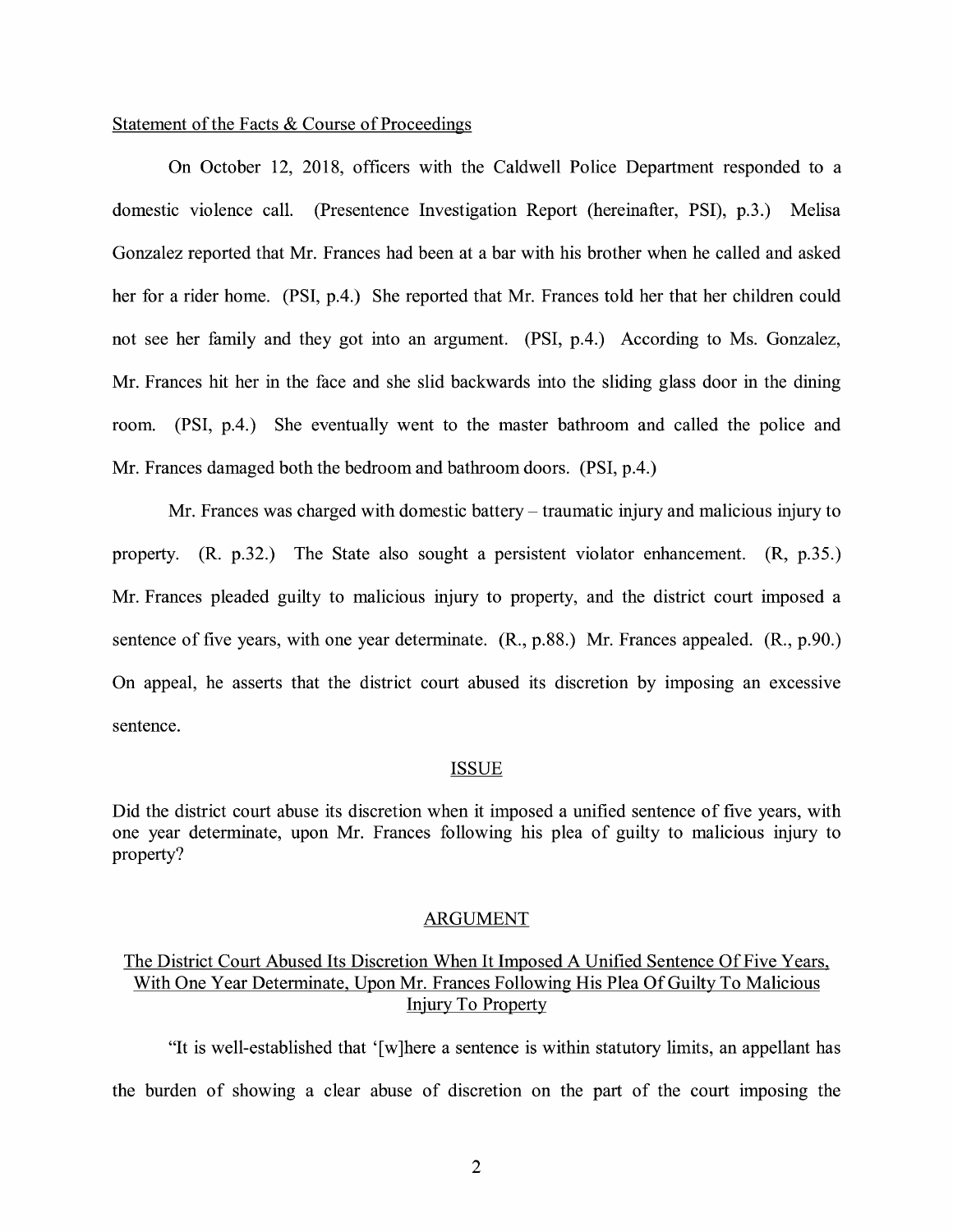Statement of the Facts & Course of Proceedings

On October 12, 2018, officers with the Caldwell Police Department responded to a domestic violence call. (Presentence Investigation Report (hereinafter, PSI), p.3.) Melisa Gonzalez reported that Mr. Frances had been at a bar with his brother when he called and asked her for a rider home. (PSI, p.4.) She reported that Mr. Frances told her that her children could not see her family and they got into an argument. (PSI, p.4.) According to Ms. Gonzalez, Mr. Frances hit her in the face and she slid backwards into the sliding glass door in the dining room. (PSI, p.4.) She eventually went to the master bathroom and called the police and Mr. Frances damaged both the bedroom and bathroom doors. (PSI, p.4.)

Mr. Frances was charged with domestic battery – traumatic injury and malicious injury to property. (R. p.32.) The State also sought a persistent violator enhancement. (R, p.35.) Mr. Frances pleaded guilty to malicious injury to property, and the district court imposed a sentence of five years, with one year determinate. (R., p.88.) Mr. Frances appealed. (R., p.90.) On appeal, he asserts that the district court abused its discretion by imposing an excessive sentence.

## ISSUE

Did the district court abuse its discretion when it imposed a unified sentence of five years, with one year determinate, upon Mr. Frances following his plea of guilty to malicious injury to property?

## ARGUMENT

### The District Court Abused Its Discretion When It Imposed A Unified Sentence Of Five Years, With One Year Determinate, Upon Mr. Frances Following His Plea Of Guilty To Malicious Injury To Property

"It is well-established that '[w]here a sentence is within statutory limits, an appellant has the burden of showing a clear abuse of discretion on the part of the court imposing the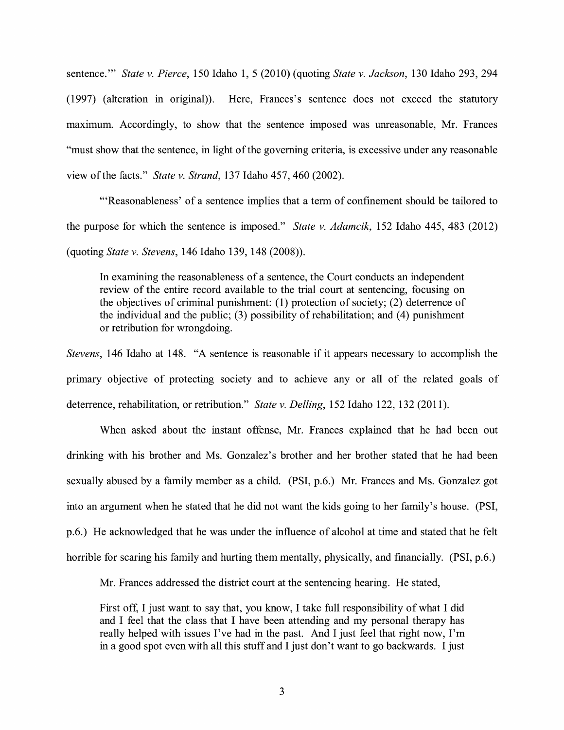sentence.'" *State v. Pierce*, 150 Idaho 1, 5 (2010) (quoting *State v. Jackson*, 130 Idaho 293, 294 (1997) (alteration in original)). Here, Frances's sentence does not exceed the statutory maximum. Accordingly, to show that the sentence imposed was unreasonable, Mr. Frances "must show that the sentence, in light of the governing criteria, is excessive under any reasonable view of the facts." *State v. Strand*, 137 Idaho 457, 460 (2002).

"'Reasonableness' of a sentence implies that a term of confinement should be tailored to the purpose for which the sentence is imposed." *State v. Adamcik*, 152 Idaho 445, 483 (2012) (quoting *State v. Stevens*, 146 Idaho 139, 148 (2008)).

> In examining the reasonableness of a sentence, the Court conducts an independent review of the entire record available to the trial court at sentencing, focusing on the objectives of criminal punishment: (1) protection of society; (2) deterrence of the individual and the public; (3) possibility of rehabilitation; and (4) punishment or retribution for wrongdoing.

*Stevens*, 146 Idaho at 148. "A sentence is reasonable if it appears necessary to accomplish the primary objective of protecting society and to achieve any or all of the related goals of deterrence, rehabilitation, or retribution." *State v. Delling*, 152 Idaho 122, 132 (2011).

When asked about the instant offense, Mr. Frances explained that he had been out drinking with his brother and Ms. Gonzalez's brother and her brother stated that he had been sexually abused by a family member as a child. (PSI, p.6.) Mr. Frances and Ms. Gonzalez got into an argument when he stated that he did not want the kids going to her family's house. (PSI, p.6.) He acknowledged that he was under the influence of alcohol at time and stated that he felt horrible for scaring his family and hurting them mentally, physically, and financially. (PSI, p.6.)

Mr. Frances addressed the district court at the sentencing hearing. He stated,

> First off, I just want to say that, you know, I take full responsibility of what I did and I feel that the class that I have been attending and my personal therapy has really helped with issues I've had in the past. And I just feel that right now, I'm in a good spot even with all this stuff and I just don't want to go backwards. I just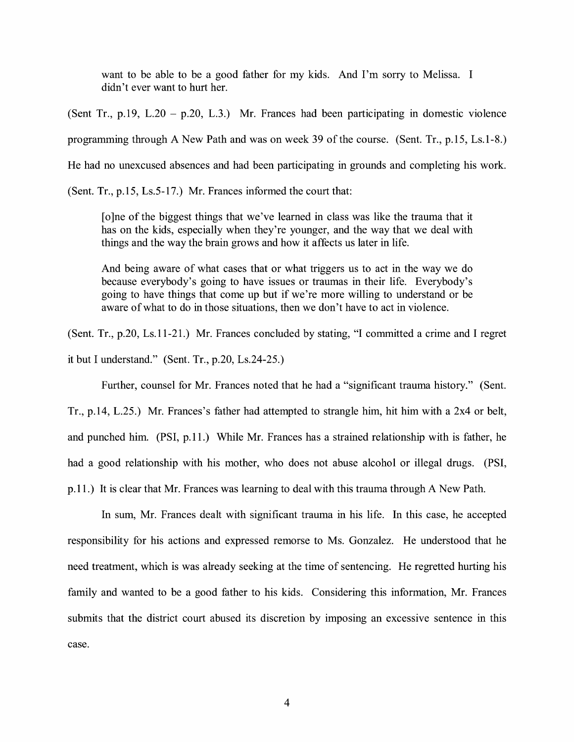> want to be able to be a good father for my kids. And I'm sorry to Melissa. I didn't ever want to hurt her.

(Sent Tr., p.19, L.20 – p.20, L.3.) Mr. Frances had been participating in domestic violence programming through A New Path and was on week 39 of the course. (Sent. Tr., p.15, Ls.1-8.) He had no unexcused absences and had been participating in grounds and completing his work. (Sent. Tr., p.15, Ls.5-17.) Mr. Frances informed the court that:

> [o]ne of the biggest things that we've learned in class was like the trauma that it has on the kids, especially when they're younger, and the way that we deal with things and the way the brain grows and how it affects us later in life.
>
> And being aware of what cases that or what triggers us to act in the way we do because everybody's going to have issues or traumas in their life. Everybody's going to have things that come up but if we're more willing to understand or be aware of what to do in those situations, then we don't have to act in violence.

(Sent. Tr., p.20, Ls.11-21.) Mr. Frances concluded by stating, "I committed a crime and I regret it but I understand." (Sent. Tr., p.20, Ls.24-25.)

Further, counsel for Mr. Frances noted that he had a "significant trauma history." (Sent. Tr., p.14, L.25.) Mr. Frances's father had attempted to strangle him, hit him with a 2x4 or belt, and punched him. (PSI, p.11.) While Mr. Frances has a strained relationship with is father, he had a good relationship with his mother, who does not abuse alcohol or illegal drugs. (PSI, p.11.) It is clear that Mr. Frances was learning to deal with this trauma through A New Path.

In sum, Mr. Frances dealt with significant trauma in his life. In this case, he accepted responsibility for his actions and expressed remorse to Ms. Gonzalez. He understood that he need treatment, which is was already seeking at the time of sentencing. He regretted hurting his family and wanted to be a good father to his kids. Considering this information, Mr. Frances submits that the district court abused its discretion by imposing an excessive sentence in this case.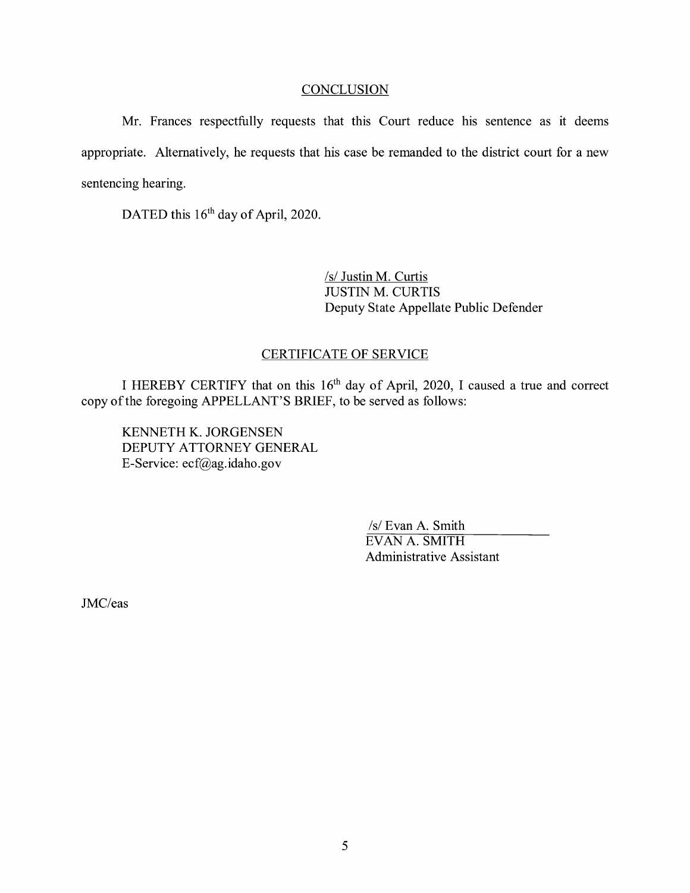## CONCLUSION

Mr. Frances respectfully requests that this Court reduce his sentence as it deems appropriate. Alternatively, he requests that his case be remanded to the district court for a new sentencing hearing.

DATED this 16th day of April, 2020.

/s/ Justin M. Curtis
JUSTIN M. CURTIS
Deputy State Appellate Public Defender

## CERTIFICATE OF SERVICE

I HEREBY CERTIFY that on this 16th day of April, 2020, I caused a true and correct copy of the foregoing APPELLANT'S BRIEF, to be served as follows:

KENNETH K. JORGENSEN
DEPUTY ATTORNEY GENERAL
E-Service: ecf@ag.idaho.gov

/s/ Evan A. Smith
EVAN A. SMITH
Administrative Assistant

JMC/eas